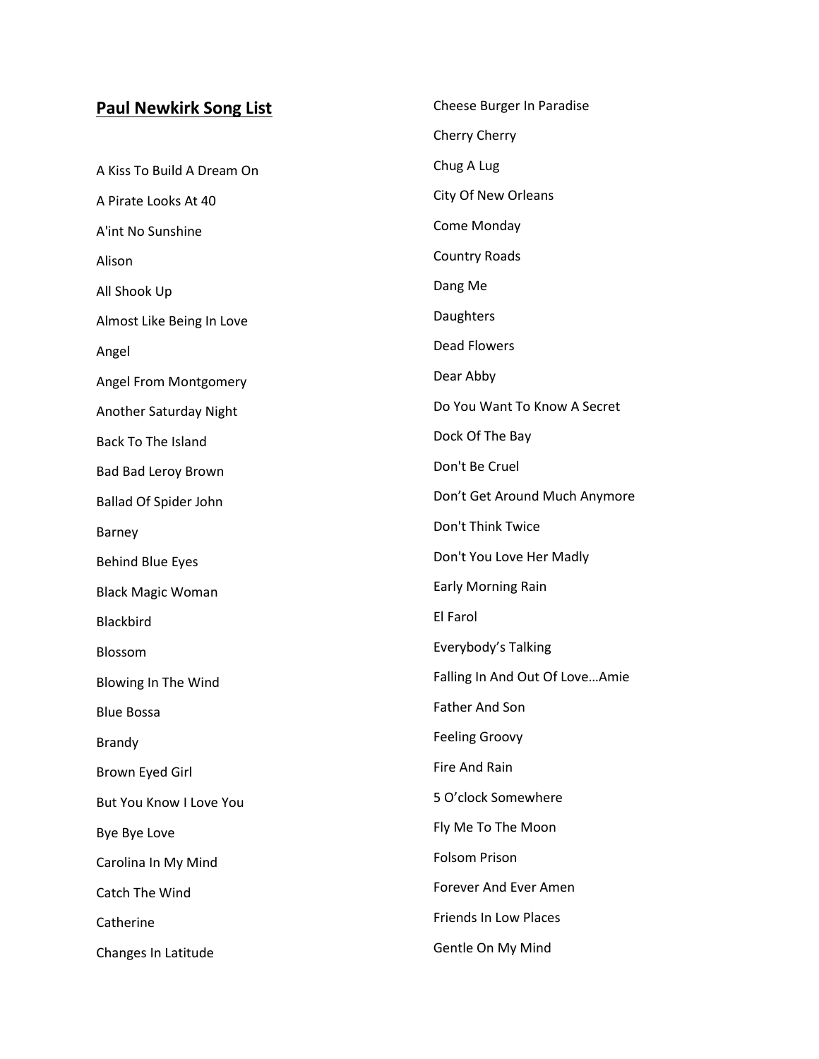## Paul Newkirk Song List

A Kiss To Build A Dream On

A Pirate Looks At 40

A'int No Sunshine

Alison

All Shook Up

Almost Like Being In Love

Angel

Angel From Montgomery

Another Saturday Night

Back To The Island

Bad Bad Leroy Brown

Ballad Of Spider John

Barney

Behind Blue Eyes

Black Magic Woman

Blackbird

Blossom

Blowing In The Wind

Blue Bossa

Brandy

Brown Eyed Girl

But You Know I Love You

Bye Bye Love

Carolina In My Mind

Catch The Wind

Catherine

Changes In Latitude

Cheese Burger In Paradise

Cherry Cherry

Chug A Lug

City Of New Orleans

Come Monday

Country Roads

Dang Me

Daughters

Dead Flowers

Dear Abby

Do You Want To Know A Secret

Dock Of The Bay

Don't Be Cruel

Don’t Get Around Much Anymore

Don't Think Twice

Don't You Love Her Madly

Early Morning Rain

El Farol

Everybody’s Talking

Falling In And Out Of Love…Amie

Father And Son

Feeling Groovy

Fire And Rain

5 O’clock Somewhere

Fly Me To The Moon

Folsom Prison

Forever And Ever Amen

Friends In Low Places

Gentle On My Mind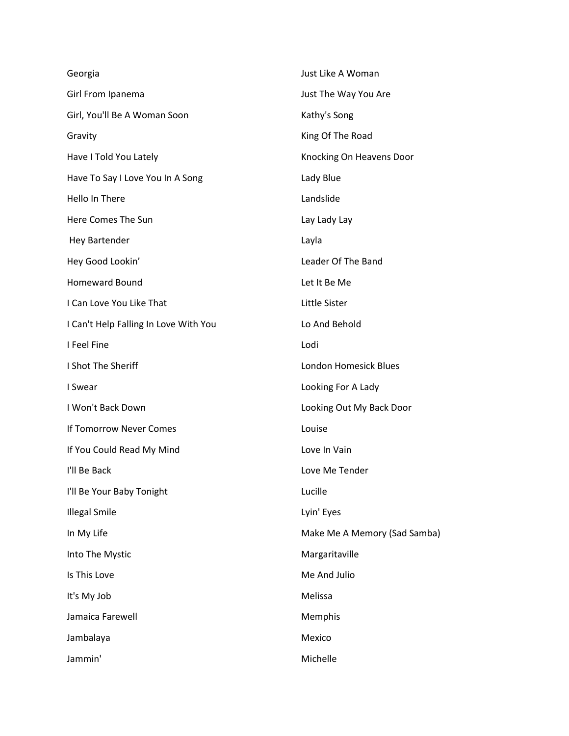Georgia

Girl From Ipanema

Girl, You'll Be A Woman Soon

Gravity

Have I Told You Lately

Have To Say I Love You In A Song

Hello In There

Here Comes The Sun

Hey Bartender

Hey Good Lookin’

Homeward Bound

I Can Love You Like That

I Can't Help Falling In Love With You

I Feel Fine

I Shot The Sheriff

I Swear

I Won't Back Down

If Tomorrow Never Comes

If You Could Read My Mind

I'll Be Back

I'll Be Your Baby Tonight

Illegal Smile

In My Life

Into The Mystic

Is This Love

It's My Job

Jamaica Farewell

Jambalaya

Jammin'

Just Like A Woman

Just The Way You Are

Kathy's Song

King Of The Road

Knocking On Heavens Door

Lady Blue

Landslide

Lay Lady Lay

Layla

Leader Of The Band

Let It Be Me

Little Sister

Lo And Behold

Lodi

London Homesick Blues

Looking For A Lady

Looking Out My Back Door

Louise

Love In Vain

Love Me Tender

Lucille

Lyin' Eyes

Make Me A Memory (Sad Samba)

Margaritaville

Me And Julio

Melissa

Memphis

Mexico

Michelle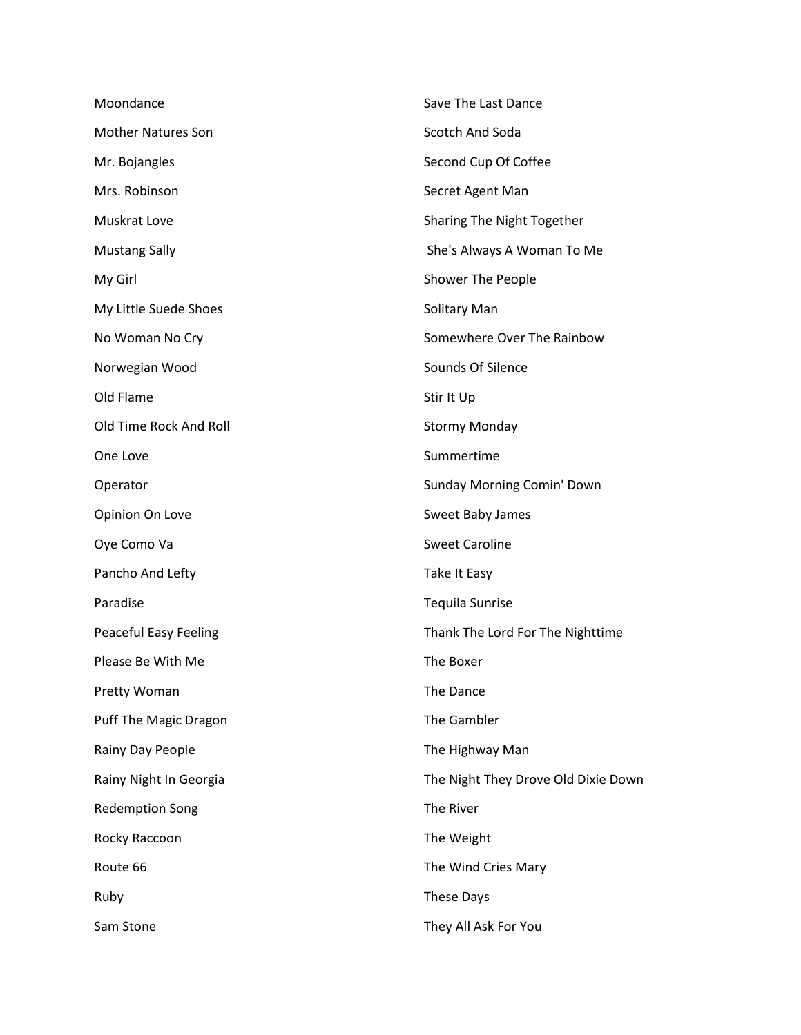Moondance

Mother Natures Son

Mr. Bojangles

Mrs. Robinson

Muskrat Love

Mustang Sally

My Girl

My Little Suede Shoes

No Woman No Cry

Norwegian Wood

Old Flame

Old Time Rock And Roll

One Love

Operator

Opinion On Love

Oye Como Va

Pancho And Lefty

Paradise

Peaceful Easy Feeling

Please Be With Me

Pretty Woman

Puff The Magic Dragon

Rainy Day People

Rainy Night In Georgia

Redemption Song

Rocky Raccoon

Route 66

Ruby

Sam Stone

Save The Last Dance

Scotch And Soda

Second Cup Of Coffee

Secret Agent Man

Sharing The Night Together

She's Always A Woman To Me

Shower The People

Solitary Man

Somewhere Over The Rainbow

Sounds Of Silence

Stir It Up

Stormy Monday

Summertime

Sunday Morning Comin' Down

Sweet Baby James

Sweet Caroline

Take It Easy

Tequila Sunrise

Thank The Lord For The Nighttime

The Boxer

The Dance

The Gambler

The Highway Man

The Night They Drove Old Dixie Down

The River

The Weight

The Wind Cries Mary

These Days

They All Ask For You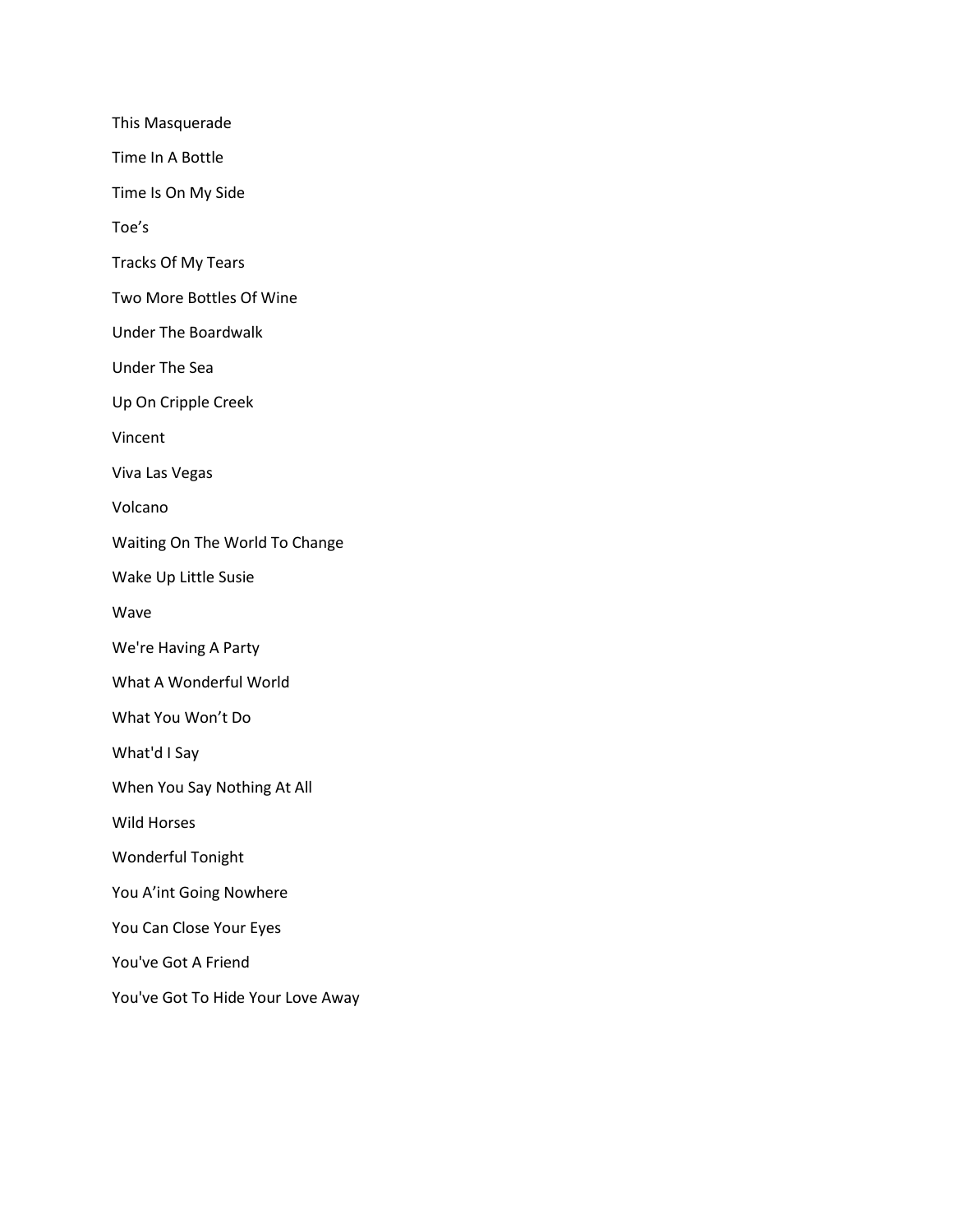This Masquerade

Time In A Bottle

Time Is On My Side

Toe’s

Tracks Of My Tears

Two More Bottles Of Wine

Under The Boardwalk

Under The Sea

Up On Cripple Creek

Vincent

Viva Las Vegas

Volcano

Waiting On The World To Change

Wake Up Little Susie

Wave

We're Having A Party

What A Wonderful World

What You Won’t Do

What'd I Say

When You Say Nothing At All

Wild Horses

Wonderful Tonight

You A’int Going Nowhere

You Can Close Your Eyes

You've Got A Friend

You've Got To Hide Your Love Away